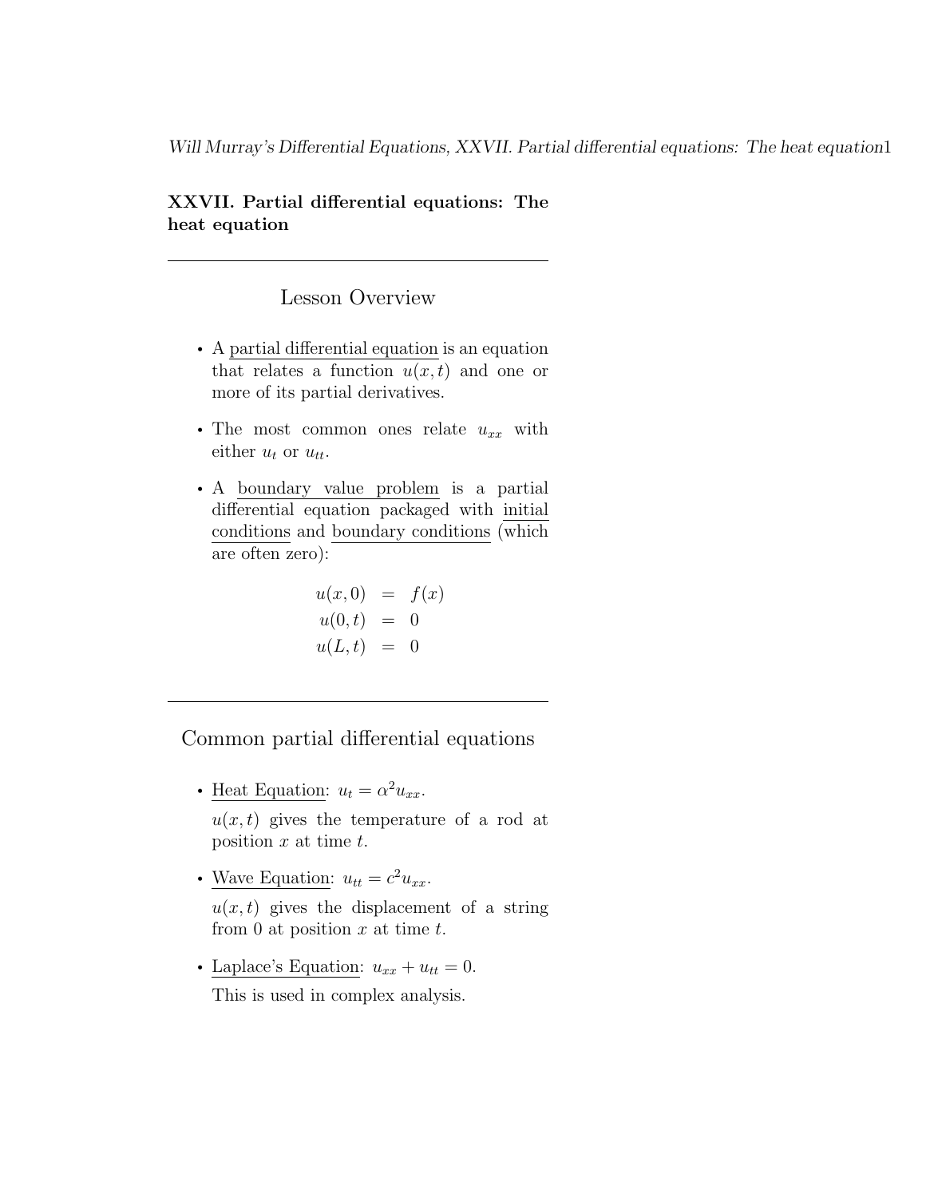# XXVII. Partial differential equations: The heat equation

---

## Lesson Overview

- A partial differential equation is an equation that relates a function $u(x,t)$ and one or more of its partial derivatives.
- The most common ones relate $u_{xx}$ with either $u_t$ or $u_{tt}$.
- A boundary value problem is a partial differential equation packaged with initial conditions and boundary conditions (which are often zero):

$$\begin{aligned} u(x,0) &= f(x) \\ u(0,t) &= 0 \\ u(L,t) &= 0 \end{aligned}$$

---

## Common partial differential equations

- Heat Equation: $u_t = \alpha^2 u_{xx}$.

  $u(x,t)$ gives the temperature of a rod at position $x$ at time $t$.

- Wave Equation: $u_{tt} = c^2 u_{xx}$.

  $u(x,t)$ gives the displacement of a string from 0 at position $x$ at time $t$.

- Laplace's Equation: $u_{xx} + u_{tt} = 0$.

  This is used in complex analysis.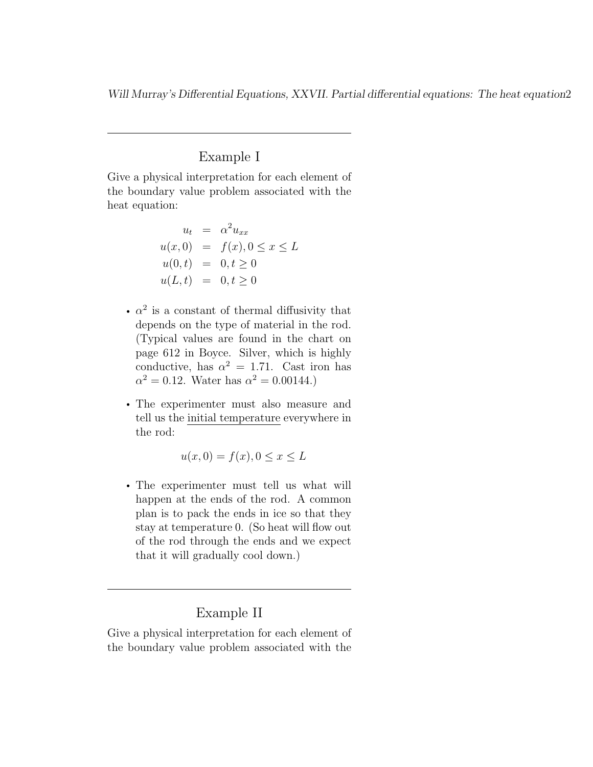## Example I

Give a physical interpretation for each element of the boundary value problem associated with the heat equation:

$$
\begin{aligned}
u_t &= \alpha^2 u_{xx} \\
u(x, 0) &= f(x), 0 \leq x \leq L \\
u(0, t) &= 0, t \geq 0 \\
u(L, t) &= 0, t \geq 0
\end{aligned}
$$

- $\alpha^2$ is a constant of thermal diffusivity that depends on the type of material in the rod. (Typical values are found in the chart on page 612 in Boyce. Silver, which is highly conductive, has $\alpha^2 = 1.71$. Cast iron has $\alpha^2 = 0.12$. Water has $\alpha^2 = 0.00144$.)

- The experimenter must also measure and tell us the <u>initial temperature</u> everywhere in the rod:

$$u(x, 0) = f(x), 0 \leq x \leq L$$

- The experimenter must tell us what will happen at the ends of the rod. A common plan is to pack the ends in ice so that they stay at temperature 0. (So heat will flow out of the rod through the ends and we expect that it will gradually cool down.)

## Example II

Give a physical interpretation for each element of the boundary value problem associated with the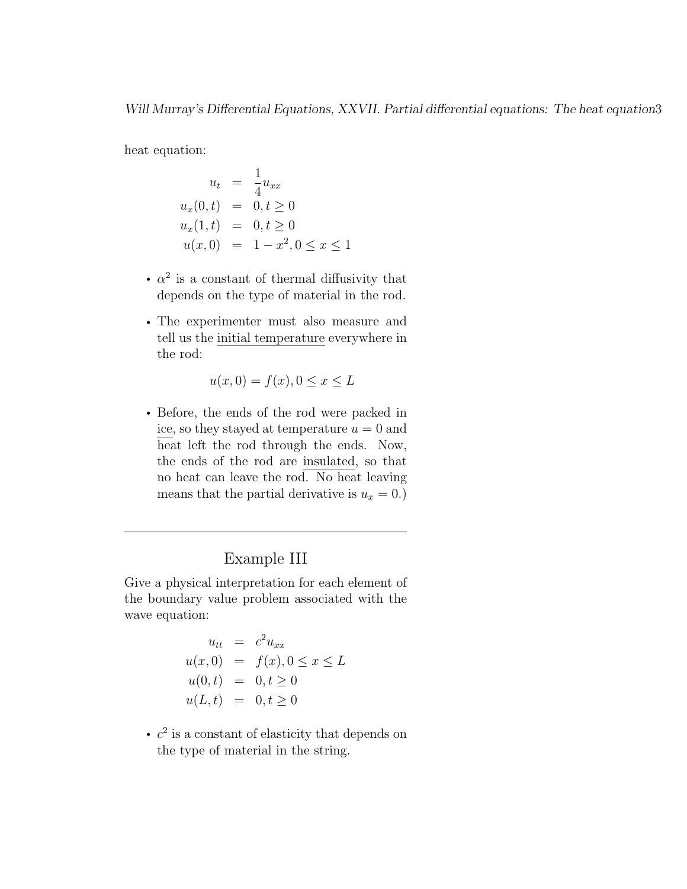heat equation:

$$
\begin{aligned}
u_t &= \frac{1}{4}u_{xx} \\
u_x(0,t) &= 0, t \geq 0 \\
u_x(1,t) &= 0, t \geq 0 \\
u(x,0) &= 1 - x^2, 0 \leq x \leq 1
\end{aligned}
$$

- $\alpha^2$ is a constant of thermal diffusivity that depends on the type of material in the rod.
- The experimenter must also measure and tell us the initial temperature everywhere in the rod:

$$u(x,0) = f(x), 0 \leq x \leq L$$

- Before, the ends of the rod were packed in ice, so they stayed at temperature $u = 0$ and heat left the rod through the ends. Now, the ends of the rod are insulated, so that no heat can leave the rod. No heat leaving means that the partial derivative is $u_x = 0$.)

---

## Example III

Give a physical interpretation for each element of the boundary value problem associated with the wave equation:

$$
\begin{aligned}
u_{tt} &= c^2 u_{xx} \\
u(x,0) &= f(x), 0 \leq x \leq L \\
u(0,t) &= 0, t \geq 0 \\
u(L,t) &= 0, t \geq 0
\end{aligned}
$$

- $c^2$ is a constant of elasticity that depends on the type of material in the string.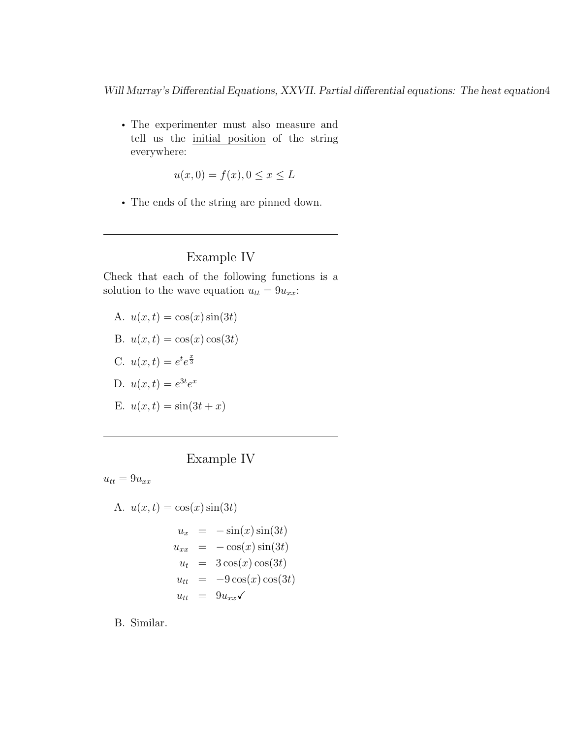- The experimenter must also measure and tell us the initial position of the string everywhere:

$$u(x,0) = f(x), 0 \le x \le L$$

- The ends of the string are pinned down.

---

## Example IV

Check that each of the following functions is a solution to the wave equation $u_{tt} = 9u_{xx}$:

A. $u(x,t) = \cos(x)\sin(3t)$

B. $u(x,t) = \cos(x)\cos(3t)$

C. $u(x,t) = e^t e^{\frac{x}{3}}$

D. $u(x,t) = e^{3t} e^x$

E. $u(x,t) = \sin(3t + x)$

---

## Example IV

$u_{tt} = 9u_{xx}$

A. $u(x,t) = \cos(x)\sin(3t)$

$$\begin{aligned} u_x &= -\sin(x)\sin(3t) \\ u_{xx} &= -\cos(x)\sin(3t) \\ u_t &= 3\cos(x)\cos(3t) \\ u_{tt} &= -9\cos(x)\cos(3t) \\ u_{tt} &= 9u_{xx} \checkmark \end{aligned}$$

B. Similar.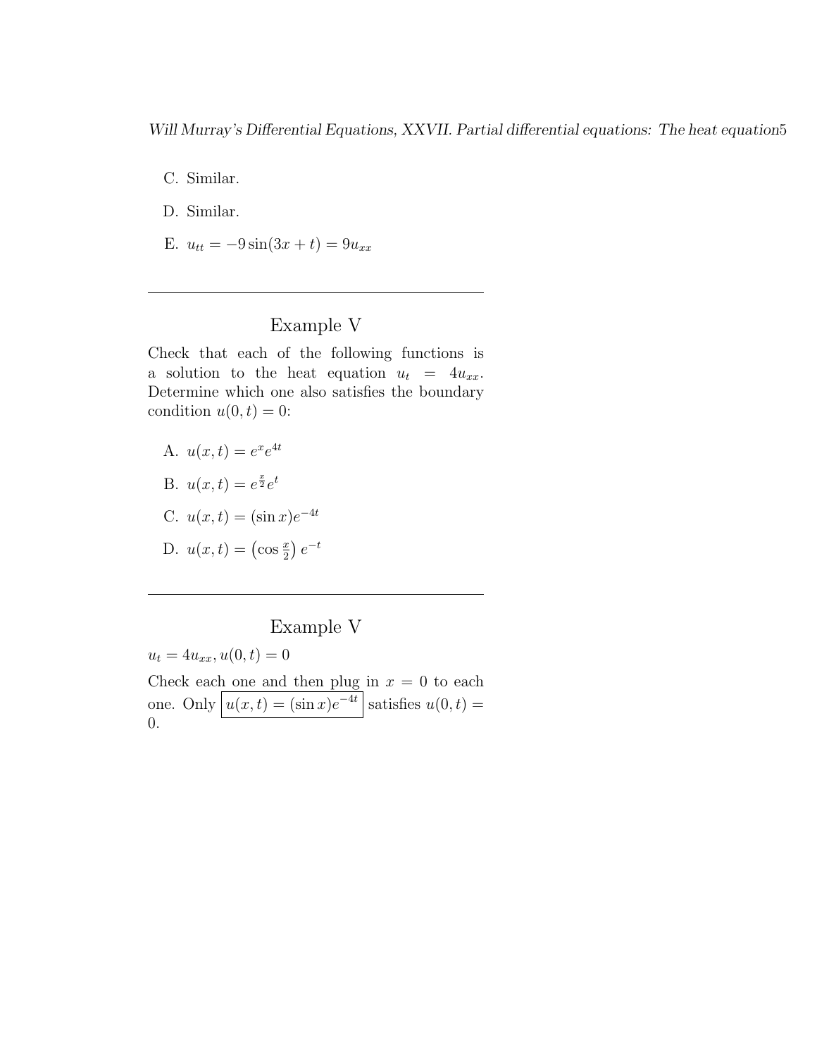C. Similar.

D. Similar.

E. $u_{tt} = -9\sin(3x + t) = 9u_{xx}$

---

## Example V

Check that each of the following functions is a solution to the heat equation $u_t = 4u_{xx}$. Determine which one also satisfies the boundary condition $u(0, t) = 0$:

A. $u(x, t) = e^x e^{4t}$

B. $u(x, t) = e^{\frac{x}{2}} e^t$

C. $u(x, t) = (\sin x)e^{-4t}$

D. $u(x, t) = \left(\cos \frac{x}{2}\right) e^{-t}$

---

## Example V

$u_t = 4u_{xx}, u(0, t) = 0$

Check each one and then plug in $x = 0$ to each one. Only $\boxed{u(x, t) = (\sin x)e^{-4t}}$ satisfies $u(0, t) = 0$.